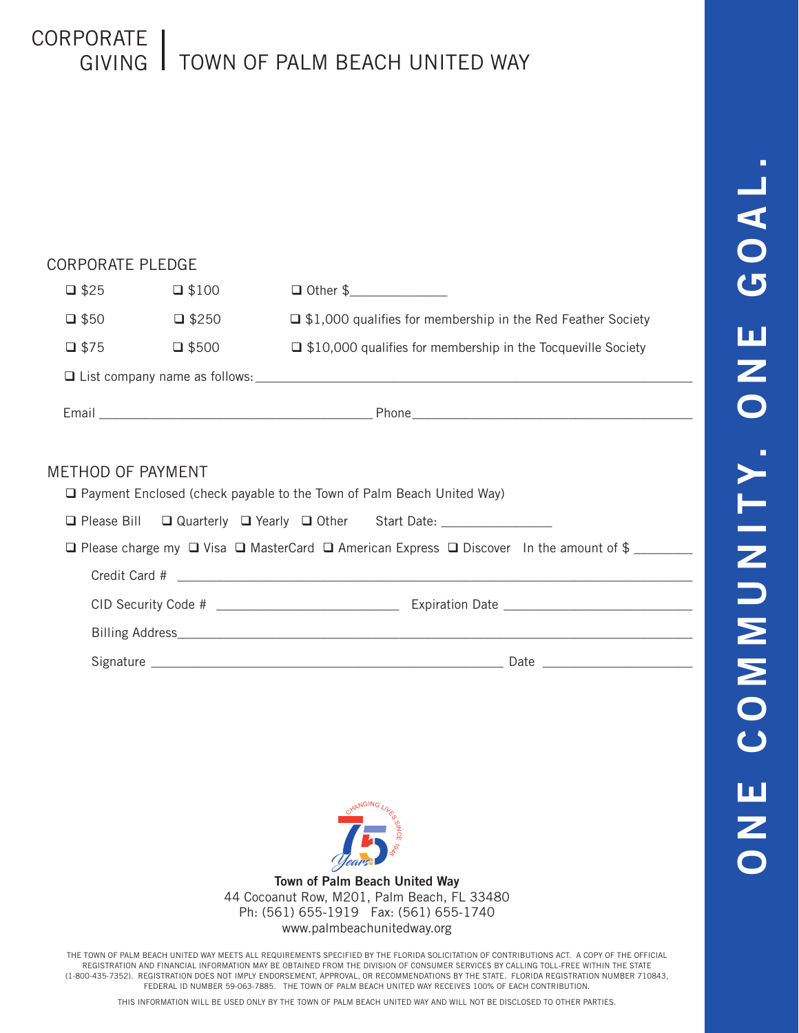# CORPORATE GIVING | TOWN OF PALM BEACH UNITED WAY

## CORPORATE PLEDGE

| | | |
|---|---|---|
| ❑ $25 | ❑ $100 | ❑ Other $______________ |
| ❑ $50 | ❑ $250 | ❑ $1,000 qualifies for membership in the Red Feather Society |
| ❑ $75 | ❑ $500 | ❑ $10,000 qualifies for membership in the Tocqueville Society |

❑ List company name as follows: ________________________________________________

Email ________________________________ Phone ________________________________

## METHOD OF PAYMENT

❑ Payment Enclosed (check payable to the Town of Palm Beach United Way)

❑ Please Bill ❑ Quarterly ❑ Yearly ❑ Other Start Date: _______________

❑ Please charge my ❑ Visa ❑ MasterCard ❑ American Express ❑ Discover In the amount of $ ________

Credit Card # ________________________________________________

CID Security Code # _________________________ Expiration Date _________________________

Billing Address ________________________________________________

Signature ________________________________________ Date ____________________

CHANGING LIVES SINCE 1945

75 Years

**Town of Palm Beach United Way**
44 Cocoanut Row, M201, Palm Beach, FL 33480
Ph: (561) 655-1919 Fax: (561) 655-1740
www.palmbeachunitedway.org

THE TOWN OF PALM BEACH UNITED WAY MEETS ALL REQUIREMENTS SPECIFIED BY THE FLORIDA SOLICITATION OF CONTRIBUTIONS ACT. A COPY OF THE OFFICIAL REGISTRATION AND FINANCIAL INFORMATION MAY BE OBTAINED FROM THE DIVISION OF CONSUMER SERVICES BY CALLING TOLL-FREE WITHIN THE STATE (1-800-435-7352). REGISTRATION DOES NOT IMPLY ENDORSEMENT, APPROVAL, OR RECOMMENDATIONS BY THE STATE. FLORIDA REGISTRATION NUMBER 710843, FEDERAL ID NUMBER 59-063-7885. THE TOWN OF PALM BEACH UNITED WAY RECEIVES 100% OF EACH CONTRIBUTION.

THIS INFORMATION WILL BE USED ONLY BY THE TOWN OF PALM BEACH UNITED WAY AND WILL NOT BE DISCLOSED TO OTHER PARTIES.

ONE COMMUNITY. ONE GOAL.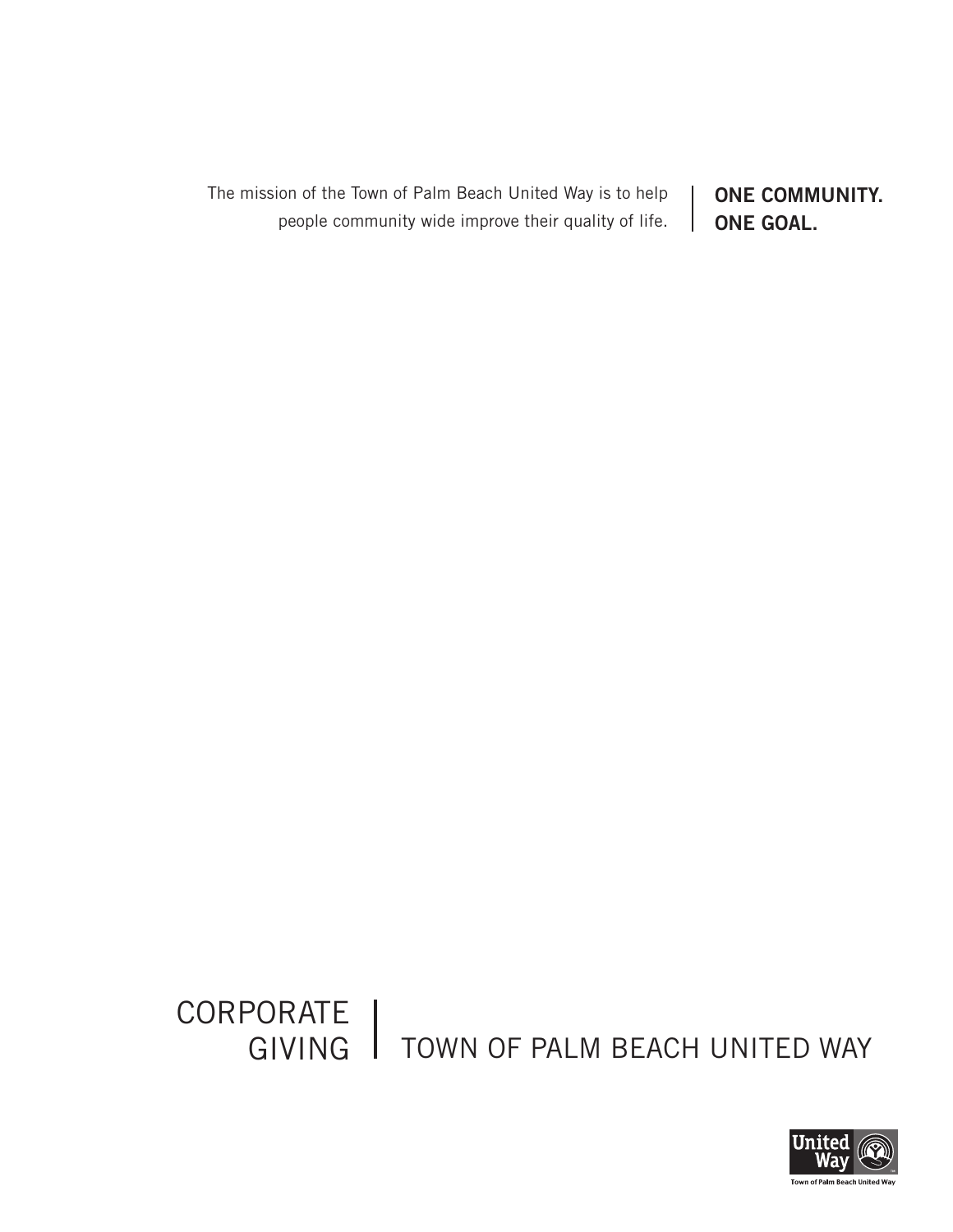The mission of the Town of Palm Beach United Way is to help people community wide improve their quality of life.

**ONE COMMUNITY.**
**ONE GOAL.**

CORPORATE GIVING | TOWN OF PALM BEACH UNITED WAY

United Way

Town of Palm Beach United Way